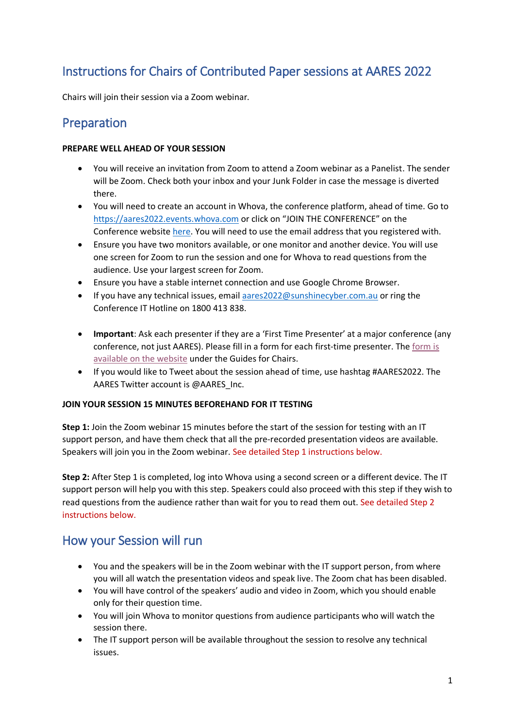# Instructions for Chairs of Contributed Paper sessions at AARES 2022

Chairs will join their session via a Zoom webinar.

## Preparation

**PREPARE WELL AHEAD OF YOUR SESSION**

- You will receive an invitation from Zoom to attend a Zoom webinar as a Panelist. The sender will be Zoom. Check both your inbox and your Junk Folder in case the message is diverted there.
- You will need to create an account in Whova, the conference platform, ahead of time. Go to https://aares2022.events.whova.com or click on "JOIN THE CONFERENCE" on the Conference website here. You will need to use the email address that you registered with.
- Ensure you have two monitors available, or one monitor and another device. You will use one screen for Zoom to run the session and one for Whova to read questions from the audience. Use your largest screen for Zoom.
- Ensure you have a stable internet connection and use Google Chrome Browser.
- If you have any technical issues, email aares2022@sunshinecyber.com.au or ring the Conference IT Hotline on 1800 413 838.

- **Important**: Ask each presenter if they are a 'First Time Presenter' at a major conference (any conference, not just AARES). Please fill in a form for each first-time presenter. The form is available on the website under the Guides for Chairs.
- If you would like to Tweet about the session ahead of time, use hashtag #AARES2022. The AARES Twitter account is @AARES_Inc.

**JOIN YOUR SESSION 15 MINUTES BEFOREHAND FOR IT TESTING**

**Step 1:** Join the Zoom webinar 15 minutes before the start of the session for testing with an IT support person, and have them check that all the pre-recorded presentation videos are available. Speakers will join you in the Zoom webinar. See detailed Step 1 instructions below.

**Step 2:** After Step 1 is completed, log into Whova using a second screen or a different device. The IT support person will help you with this step. Speakers could also proceed with this step if they wish to read questions from the audience rather than wait for you to read them out. See detailed Step 2 instructions below.

## How your Session will run

- You and the speakers will be in the Zoom webinar with the IT support person, from where you will all watch the presentation videos and speak live. The Zoom chat has been disabled.
- You will have control of the speakers' audio and video in Zoom, which you should enable only for their question time.
- You will join Whova to monitor questions from audience participants who will watch the session there.
- The IT support person will be available throughout the session to resolve any technical issues.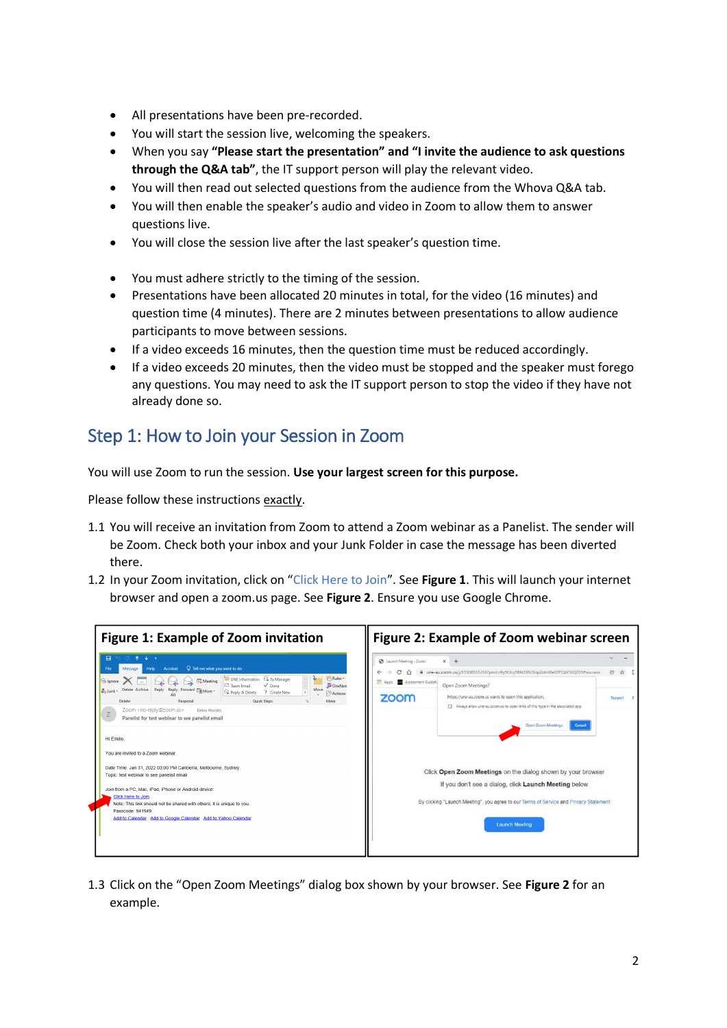- All presentations have been pre-recorded.
- You will start the session live, welcoming the speakers.
- When you say **"Please start the presentation" and "I invite the audience to ask questions through the Q&A tab"**, the IT support person will play the relevant video.
- You will then read out selected questions from the audience from the Whova Q&A tab.
- You will then enable the speaker's audio and video in Zoom to allow them to answer questions live.
- You will close the session live after the last speaker's question time.

- You must adhere strictly to the timing of the session.
- Presentations have been allocated 20 minutes in total, for the video (16 minutes) and question time (4 minutes). There are 2 minutes between presentations to allow audience participants to move between sessions.
- If a video exceeds 16 minutes, then the question time must be reduced accordingly.
- If a video exceeds 20 minutes, then the video must be stopped and the speaker must forego any questions. You may need to ask the IT support person to stop the video if they have not already done so.

## Step 1: How to Join your Session in Zoom

You will use Zoom to run the session. **Use your largest screen for this purpose.**

Please follow these instructions exactly.

1.1 You will receive an invitation from Zoom to attend a Zoom webinar as a Panelist. The sender will be Zoom. Check both your inbox and your Junk Folder in case the message has been diverted there.

1.2 In your Zoom invitation, click on "Click Here to Join". See **Figure 1**. This will launch your internet browser and open a zoom.us page. See **Figure 2**. Ensure you use Google Chrome.

**Figure 1: Example of Zoom invitation**

**Figure 2: Example of Zoom webinar screen**

1.3 Click on the "Open Zoom Meetings" dialog box shown by your browser. See **Figure 2** for an example.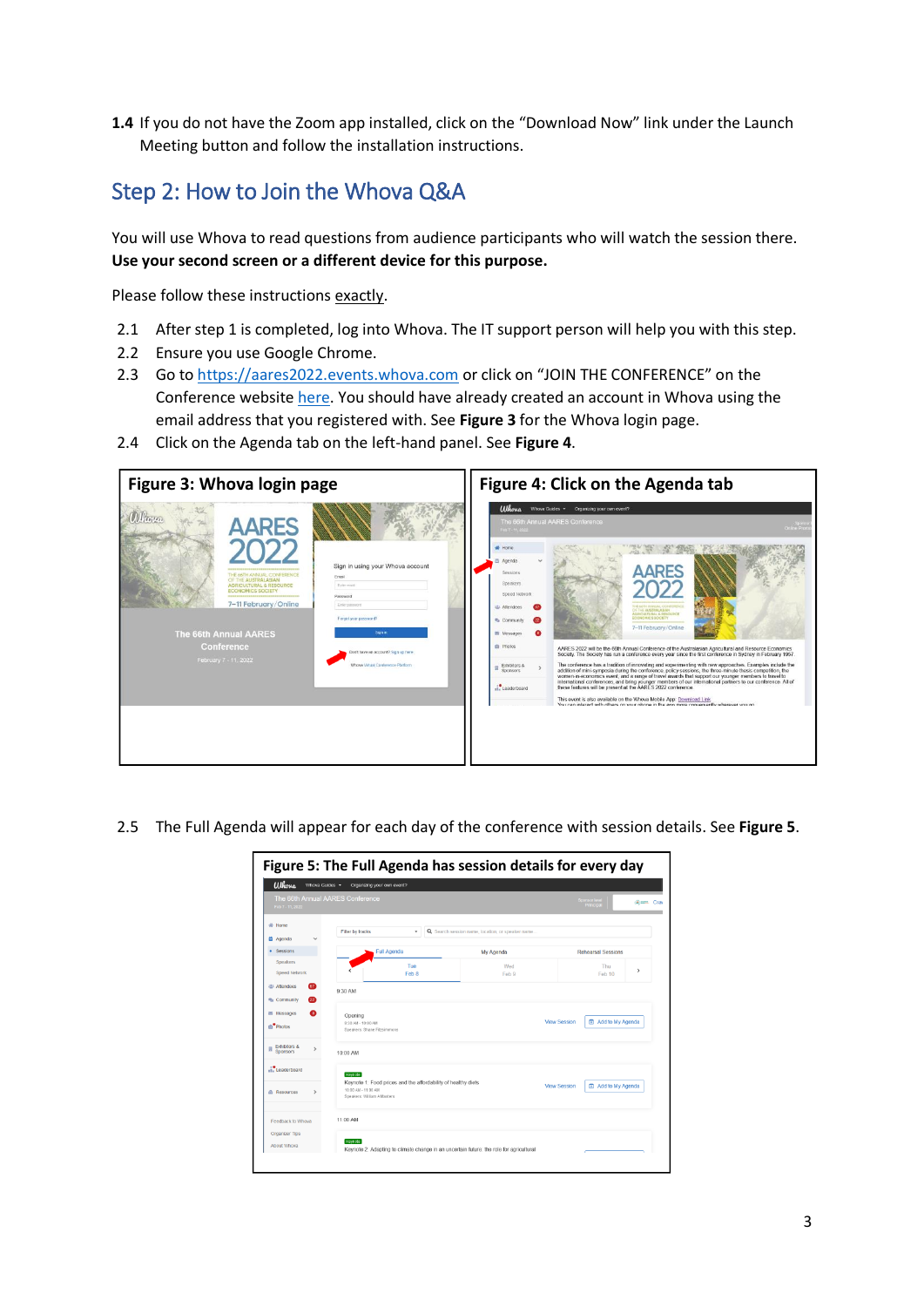**1.4** If you do not have the Zoom app installed, click on the "Download Now" link under the Launch Meeting button and follow the installation instructions.

## Step 2: How to Join the Whova Q&A

You will use Whova to read questions from audience participants who will watch the session there. **Use your second screen or a different device for this purpose.**

Please follow these instructions exactly.

2.1 After step 1 is completed, log into Whova. The IT support person will help you with this step.

2.2 Ensure you use Google Chrome.

2.3 Go to https://aares2022.events.whova.com or click on "JOIN THE CONFERENCE" on the Conference website here. You should have already created an account in Whova using the email address that you registered with. See **Figure 3** for the Whova login page.

2.4 Click on the Agenda tab on the left-hand panel. See **Figure 4**.

**Figure 3: Whova login page**

**Figure 4: Click on the Agenda tab**

2.5 The Full Agenda will appear for each day of the conference with session details. See **Figure 5**.

**Figure 5: The Full Agenda has session details for every day**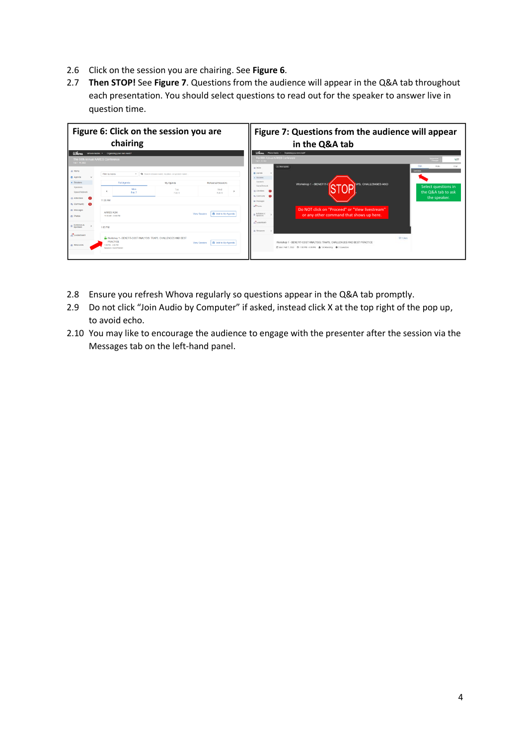2.6 Click on the session you are chairing. See **Figure 6**.

2.7 **Then STOP!** See **Figure 7**. Questions from the audience will appear in the Q&A tab throughout each presentation. You should select questions to read out for the speaker to answer live in question time.

| **Figure 6: Click on the session you are chairing** | **Figure 7: Questions from the audience will appear in the Q&A tab** |
|---|---|
| | STOP! Do NOT click on "Proceed" or "View livestream" or any other command that shows up here. Select questions in the Q&A tab to ask the speaker. |

2.8 Ensure you refresh Whova regularly so questions appear in the Q&A tab promptly.

2.9 Do not click "Join Audio by Computer" if asked, instead click X at the top right of the pop up, to avoid echo.

2.10 You may like to encourage the audience to engage with the presenter after the session via the Messages tab on the left-hand panel.